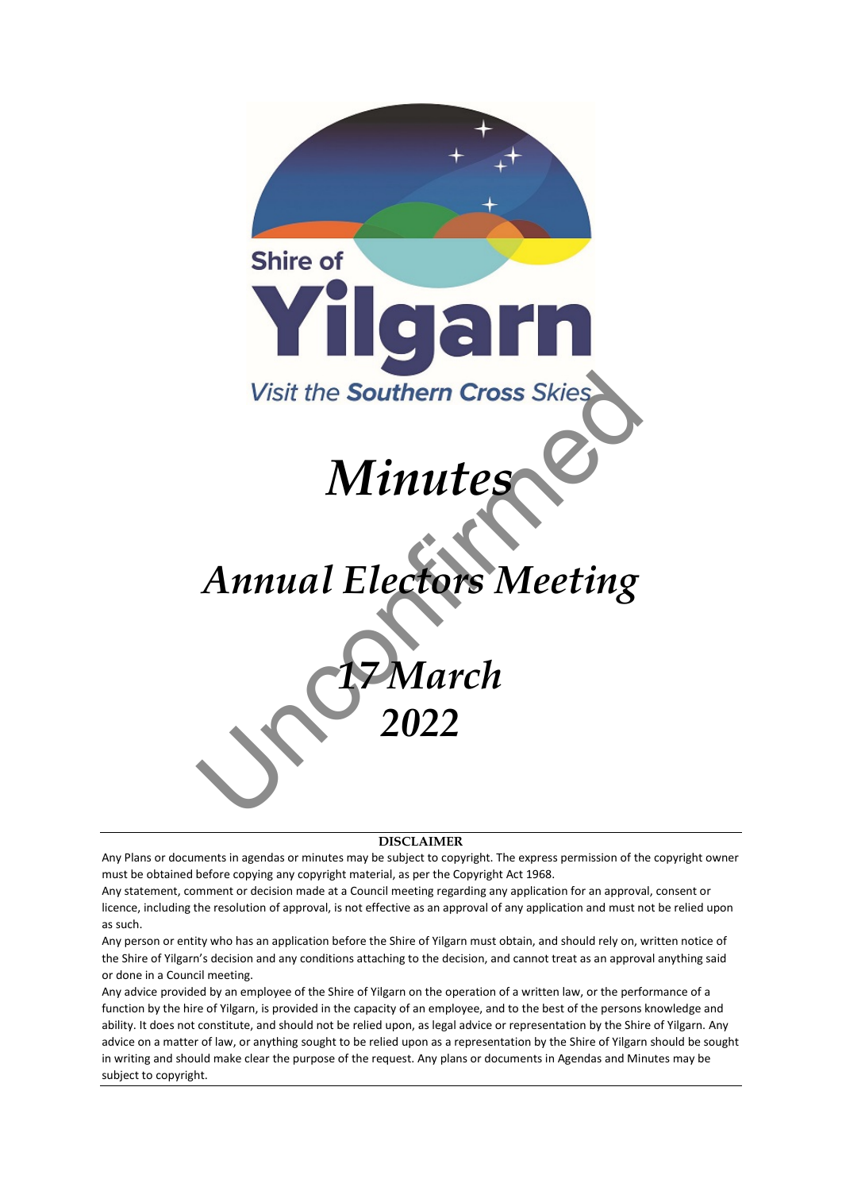Shire of

# Yilgarn

*Visit the Southern Cross Skies*

# *Minutes*

# *Annual Electors Meeting*

# *17 March 2022*

Unconfirmed

**DISCLAIMER**

Any Plans or documents in agendas or minutes may be subject to copyright. The express permission of the copyright owner must be obtained before copying any copyright material, as per the Copyright Act 1968.

Any statement, comment or decision made at a Council meeting regarding any application for an approval, consent or licence, including the resolution of approval, is not effective as an approval of any application and must not be relied upon as such.

Any person or entity who has an application before the Shire of Yilgarn must obtain, and should rely on, written notice of the Shire of Yilgarn's decision and any conditions attaching to the decision, and cannot treat as an approval anything said or done in a Council meeting.

Any advice provided by an employee of the Shire of Yilgarn on the operation of a written law, or the performance of a function by the hire of Yilgarn, is provided in the capacity of an employee, and to the best of the persons knowledge and ability. It does not constitute, and should not be relied upon, as legal advice or representation by the Shire of Yilgarn. Any advice on a matter of law, or anything sought to be relied upon as a representation by the Shire of Yilgarn should be sought in writing and should make clear the purpose of the request. Any plans or documents in Agendas and Minutes may be subject to copyright.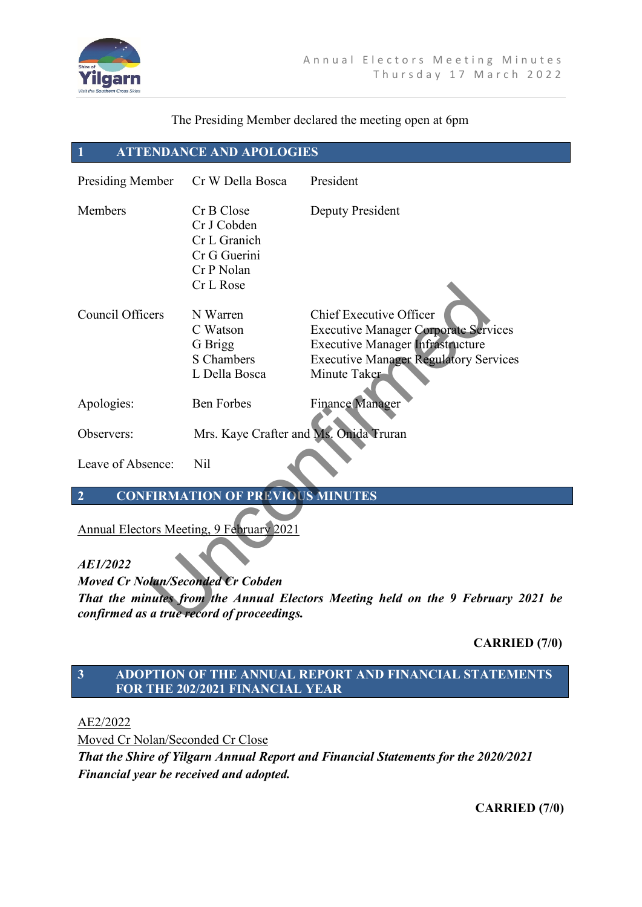The Presiding Member declared the meeting open at 6pm

## 1 ATTENDANCE AND APOLOGIES

| | | |
|---|---|---|
| Presiding Member | Cr W Della Bosca | President |
| Members | Cr B Close | Deputy President |
| | Cr J Cobden | |
| | Cr L Granich | |
| | Cr G Guerini | |
| | Cr P Nolan | |
| | Cr L Rose | |
| Council Officers | N Warren | Chief Executive Officer |
| | C Watson | Executive Manager Corporate Services |
| | G Brigg | Executive Manager Infrastructure |
| | S Chambers | Executive Manager Regulatory Services |
| | L Della Bosca | Minute Taker |
| Apologies: | Ben Forbes | Finance Manager |
| Observers: | Mrs. Kaye Crafter and Ms. Onida Truran | |
| Leave of Absence: | Nil | |

## 2 CONFIRMATION OF PREVIOUS MINUTES

Annual Electors Meeting, 9 February 2021

***AE1/2022***
***Moved Cr Nolan/Seconded Cr Cobden***
***That the minutes from the Annual Electors Meeting held on the 9 February 2021 be confirmed as a true record of proceedings.***

**CARRIED (7/0)**

## 3 ADOPTION OF THE ANNUAL REPORT AND FINANCIAL STATEMENTS FOR THE 202/2021 FINANCIAL YEAR

AE2/2022
Moved Cr Nolan/Seconded Cr Close
***That the Shire of Yilgarn Annual Report and Financial Statements for the 2020/2021 Financial year be received and adopted.***

**CARRIED (7/0)**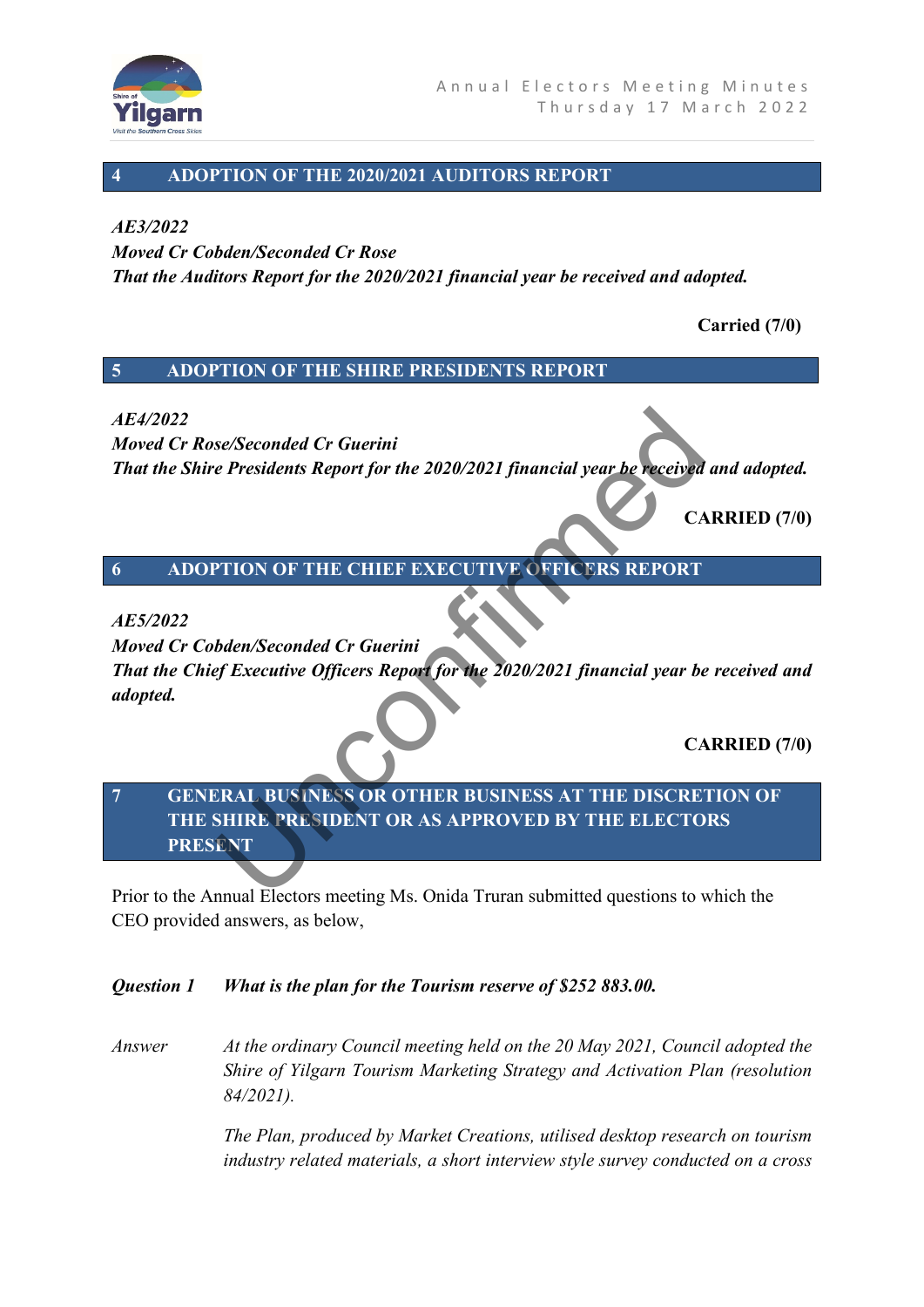## 4 ADOPTION OF THE 2020/2021 AUDITORS REPORT

***AE3/2022***
***Moved Cr Cobden/Seconded Cr Rose***
***That the Auditors Report for the 2020/2021 financial year be received and adopted.***

**Carried (7/0)**

## 5 ADOPTION OF THE SHIRE PRESIDENTS REPORT

***AE4/2022***
***Moved Cr Rose/Seconded Cr Guerini***
***That the Shire Presidents Report for the 2020/2021 financial year be received and adopted.***

**CARRIED (7/0)**

## 6 ADOPTION OF THE CHIEF EXECUTIVE OFFICERS REPORT

***AE5/2022***
***Moved Cr Cobden/Seconded Cr Guerini***
***That the Chief Executive Officers Report for the 2020/2021 financial year be received and adopted.***

**CARRIED (7/0)**

## 7 GENERAL BUSINESS OR OTHER BUSINESS AT THE DISCRETION OF THE SHIRE PRESIDENT OR AS APPROVED BY THE ELECTORS PRESENT

Prior to the Annual Electors meeting Ms. Onida Truran submitted questions to which the CEO provided answers, as below,

***Question 1*** ***What is the plan for the Tourism reserve of $252 883.00.***

*Answer* *At the ordinary Council meeting held on the 20 May 2021, Council adopted the Shire of Yilgarn Tourism Marketing Strategy and Activation Plan (resolution 84/2021).*

*The Plan, produced by Market Creations, utilised desktop research on tourism industry related materials, a short interview style survey conducted on a cross*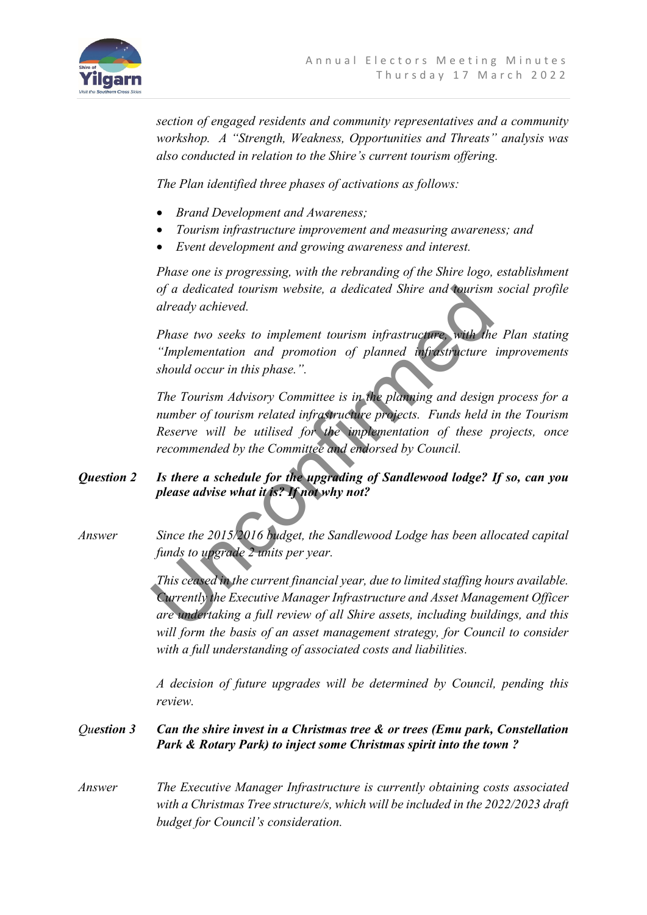*section of engaged residents and community representatives and a community workshop. A "Strength, Weakness, Opportunities and Threats" analysis was also conducted in relation to the Shire's current tourism offering.*

*The Plan identified three phases of activations as follows:*

- *Brand Development and Awareness;*
- *Tourism infrastructure improvement and measuring awareness; and*
- *Event development and growing awareness and interest.*

*Phase one is progressing, with the rebranding of the Shire logo, establishment of a dedicated tourism website, a dedicated Shire and tourism social profile already achieved.*

*Phase two seeks to implement tourism infrastructure, with the Plan stating "Implementation and promotion of planned infrastructure improvements should occur in this phase.".*

*The Tourism Advisory Committee is in the planning and design process for a number of tourism related infrastructure projects. Funds held in the Tourism Reserve will be utilised for the implementation of these projects, once recommended by the Committee and endorsed by Council.*

***Question 2*** ***Is there a schedule for the upgrading of Sandlewood lodge? If so, can you please advise what it is? If not why not?***

*Answer* *Since the 2015/2016 budget, the Sandlewood Lodge has been allocated capital funds to upgrade 2 units per year.*

*This ceased in the current financial year, due to limited staffing hours available. Currently the Executive Manager Infrastructure and Asset Management Officer are undertaking a full review of all Shire assets, including buildings, and this will form the basis of an asset management strategy, for Council to consider with a full understanding of associated costs and liabilities.*

*A decision of future upgrades will be determined by Council, pending this review.*

***Question 3*** ***Can the shire invest in a Christmas tree & or trees (Emu park, Constellation Park & Rotary Park) to inject some Christmas spirit into the town ?***

*Answer* *The Executive Manager Infrastructure is currently obtaining costs associated with a Christmas Tree structure/s, which will be included in the 2022/2023 draft budget for Council's consideration.*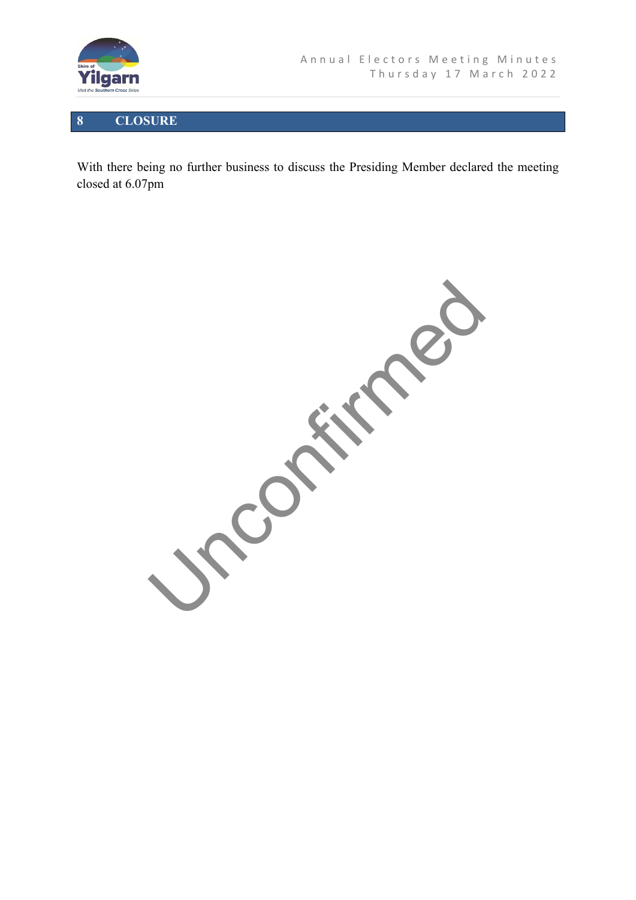## 8 CLOSURE

With there being no further business to discuss the Presiding Member declared the meeting closed at 6.07pm

Unconfirmed